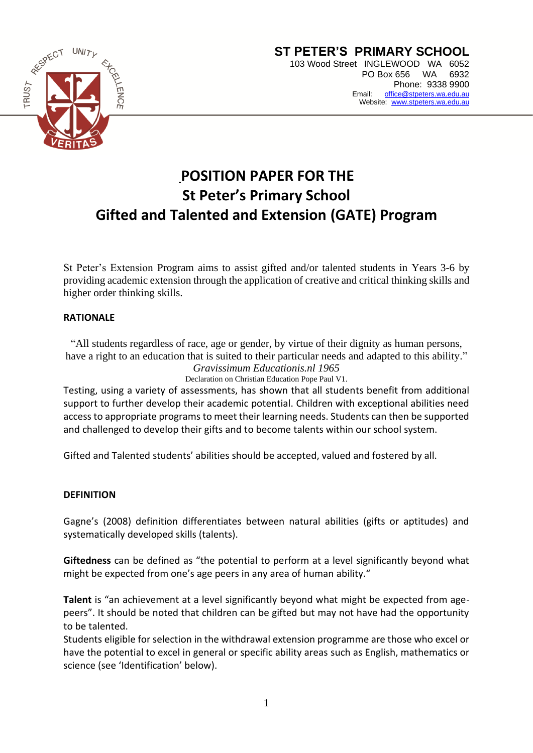**ST PETER'S PRIMARY SCHOOL**
103 Wood Street INGLEWOOD WA 6052
PO Box 656 WA 6932
Phone: 9338 9900
Email: office@stpeters.wa.edu.au
Website: www.stpeters.wa.edu.au

# POSITION PAPER FOR THE St Peter's Primary School Gifted and Talented and Extension (GATE) Program

St Peter's Extension Program aims to assist gifted and/or talented students in Years 3-6 by providing academic extension through the application of creative and critical thinking skills and higher order thinking skills.

## RATIONALE

"All students regardless of race, age or gender, by virtue of their dignity as human persons, have a right to an education that is suited to their particular needs and adapted to this ability."
*Gravissimum Educationis.nl 1965*
Declaration on Christian Education Pope Paul V1.

Testing, using a variety of assessments, has shown that all students benefit from additional support to further develop their academic potential. Children with exceptional abilities need access to appropriate programs to meet their learning needs. Students can then be supported and challenged to develop their gifts and to become talents within our school system.

Gifted and Talented students' abilities should be accepted, valued and fostered by all.

## DEFINITION

Gagne's (2008) definition differentiates between natural abilities (gifts or aptitudes) and systematically developed skills (talents).

**Giftedness** can be defined as "the potential to perform at a level significantly beyond what might be expected from one's age peers in any area of human ability."

**Talent** is "an achievement at a level significantly beyond what might be expected from age-peers". It should be noted that children can be gifted but may not have had the opportunity to be talented.
Students eligible for selection in the withdrawal extension programme are those who excel or have the potential to excel in general or specific ability areas such as English, mathematics or science (see 'Identification' below).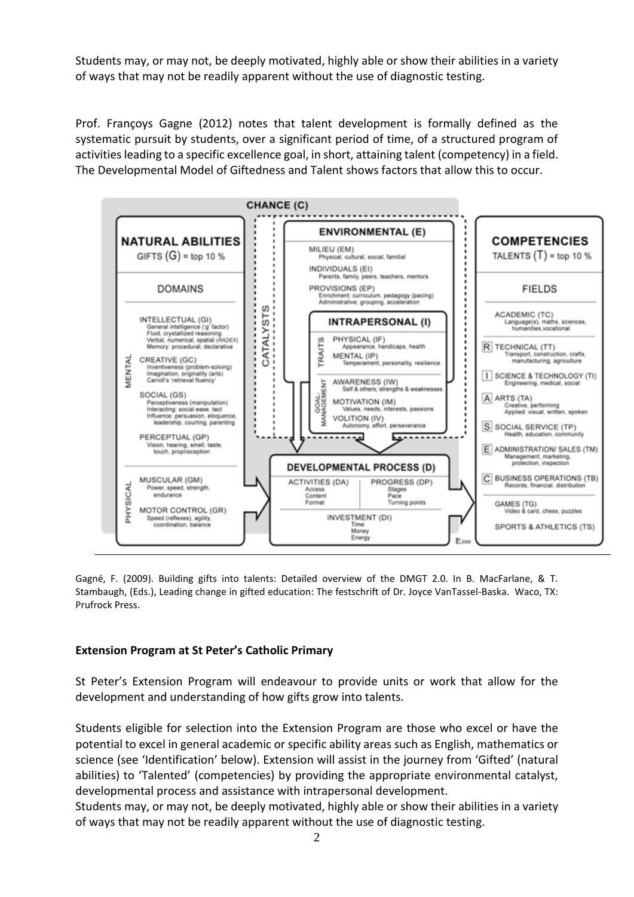Students may, or may not, be deeply motivated, highly able or show their abilities in a variety of ways that may not be readily apparent without the use of diagnostic testing.

Prof. Françoys Gagne (2012) notes that talent development is formally defined as the systematic pursuit by students, over a significant period of time, of a structured program of activities leading to a specific excellence goal, in short, attaining talent (competency) in a field. The Developmental Model of Giftedness and Talent shows factors that allow this to occur.

Gagné, F. (2009). Building gifts into talents: Detailed overview of the DMGT 2.0. In B. MacFarlane, & T. Stambaugh, (Eds.), Leading change in gifted education: The festschrift of Dr. Joyce VanTassel-Baska. Waco, TX: Prufrock Press.

**Extension Program at St Peter's Catholic Primary**

St Peter's Extension Program will endeavour to provide units or work that allow for the development and understanding of how gifts grow into talents.

Students eligible for selection into the Extension Program are those who excel or have the potential to excel in general academic or specific ability areas such as English, mathematics or science (see 'Identification' below). Extension will assist in the journey from 'Gifted' (natural abilities) to 'Talented' (competencies) by providing the appropriate environmental catalyst, developmental process and assistance with intrapersonal development.

Students may, or may not, be deeply motivated, highly able or show their abilities in a variety of ways that may not be readily apparent without the use of diagnostic testing.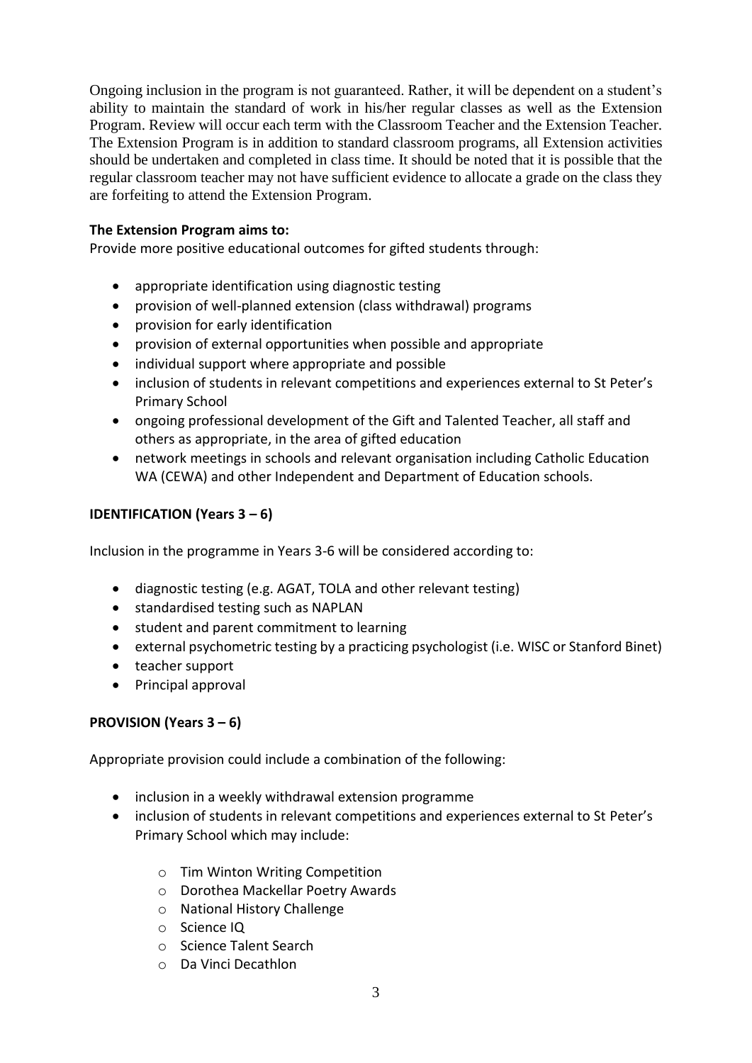Ongoing inclusion in the program is not guaranteed. Rather, it will be dependent on a student's ability to maintain the standard of work in his/her regular classes as well as the Extension Program. Review will occur each term with the Classroom Teacher and the Extension Teacher. The Extension Program is in addition to standard classroom programs, all Extension activities should be undertaken and completed in class time. It should be noted that it is possible that the regular classroom teacher may not have sufficient evidence to allocate a grade on the class they are forfeiting to attend the Extension Program.

**The Extension Program aims to:**
Provide more positive educational outcomes for gifted students through:

- appropriate identification using diagnostic testing
- provision of well-planned extension (class withdrawal) programs
- provision for early identification
- provision of external opportunities when possible and appropriate
- individual support where appropriate and possible
- inclusion of students in relevant competitions and experiences external to St Peter's Primary School
- ongoing professional development of the Gift and Talented Teacher, all staff and others as appropriate, in the area of gifted education
- network meetings in schools and relevant organisation including Catholic Education WA (CEWA) and other Independent and Department of Education schools.

**IDENTIFICATION (Years 3 – 6)**

Inclusion in the programme in Years 3-6 will be considered according to:

- diagnostic testing (e.g. AGAT, TOLA and other relevant testing)
- standardised testing such as NAPLAN
- student and parent commitment to learning
- external psychometric testing by a practicing psychologist (i.e. WISC or Stanford Binet)
- teacher support
- Principal approval

**PROVISION (Years 3 – 6)**

Appropriate provision could include a combination of the following:

- inclusion in a weekly withdrawal extension programme
- inclusion of students in relevant competitions and experiences external to St Peter's Primary School which may include:
    - Tim Winton Writing Competition
    - Dorothea Mackellar Poetry Awards
    - National History Challenge
    - Science IQ
    - Science Talent Search
    - Da Vinci Decathlon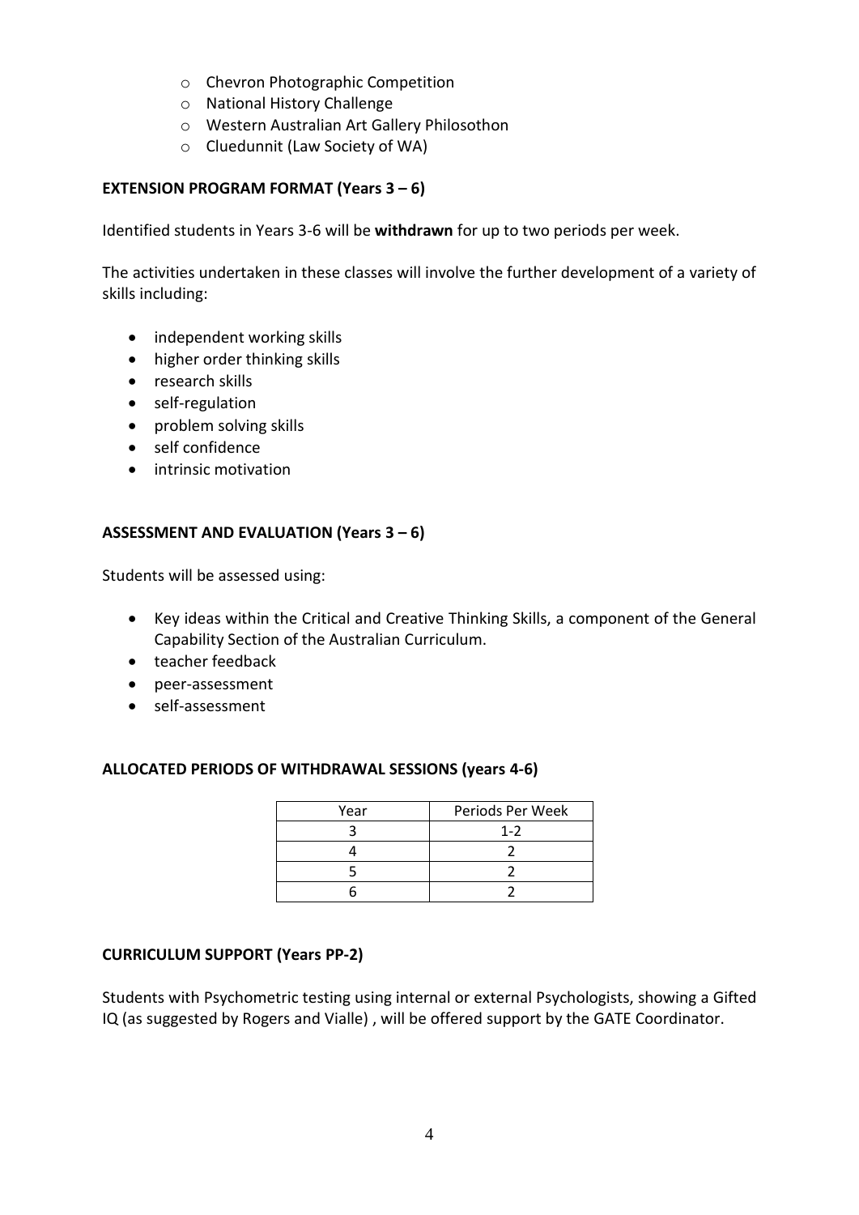- Chevron Photographic Competition
- National History Challenge
- Western Australian Art Gallery Philosothon
- Cluedunnit (Law Society of WA)

**EXTENSION PROGRAM FORMAT (Years 3 – 6)**

Identified students in Years 3-6 will be **withdrawn** for up to two periods per week.

The activities undertaken in these classes will involve the further development of a variety of skills including:

- independent working skills
- higher order thinking skills
- research skills
- self-regulation
- problem solving skills
- self confidence
- intrinsic motivation

**ASSESSMENT AND EVALUATION (Years 3 – 6)**

Students will be assessed using:

- Key ideas within the Critical and Creative Thinking Skills, a component of the General Capability Section of the Australian Curriculum.
- teacher feedback
- peer-assessment
- self-assessment

**ALLOCATED PERIODS OF WITHDRAWAL SESSIONS (years 4-6)**

| Year | Periods Per Week |
| --- | --- |
| 3 | 1-2 |
| 4 | 2 |
| 5 | 2 |
| 6 | 2 |

**CURRICULUM SUPPORT (Years PP-2)**

Students with Psychometric testing using internal or external Psychologists, showing a Gifted IQ (as suggested by Rogers and Vialle) , will be offered support by the GATE Coordinator.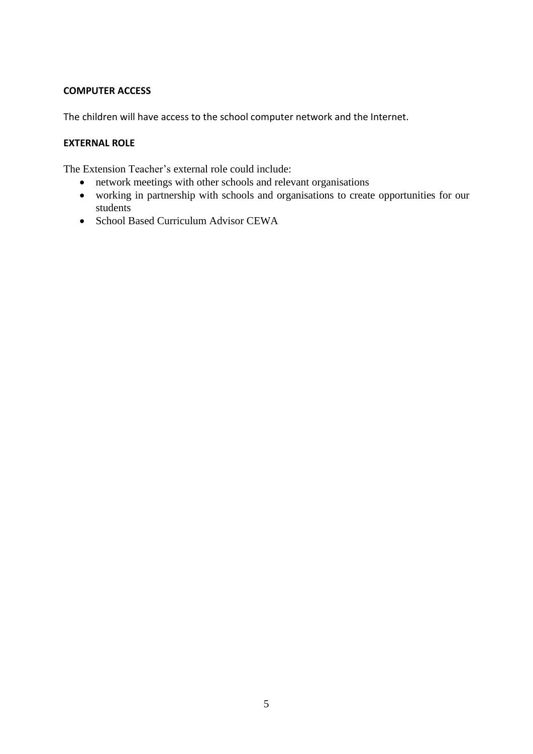**COMPUTER ACCESS**

The children will have access to the school computer network and the Internet.

**EXTERNAL ROLE**

The Extension Teacher's external role could include:

- network meetings with other schools and relevant organisations
- working in partnership with schools and organisations to create opportunities for our students
- School Based Curriculum Advisor CEWA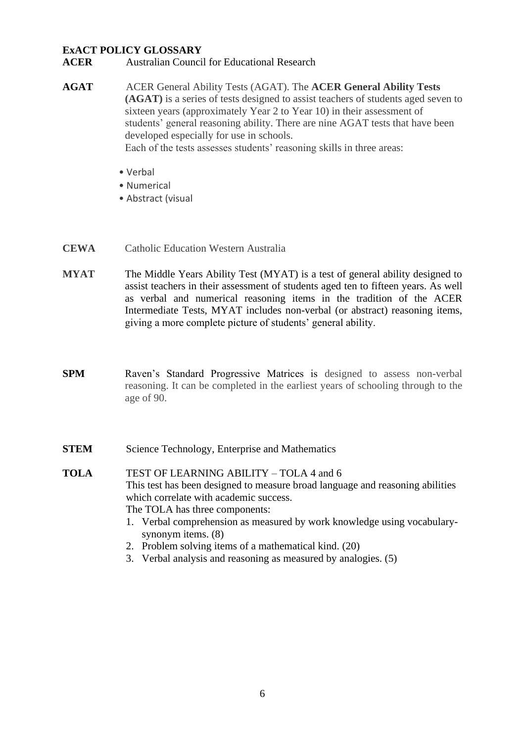## ExACT POLICY GLOSSARY

**ACER** Australian Council for Educational Research

**AGAT** ACER General Ability Tests (AGAT). The **ACER General Ability Tests (AGAT)** is a series of tests designed to assist teachers of students aged seven to sixteen years (approximately Year 2 to Year 10) in their assessment of students' general reasoning ability. There are nine AGAT tests that have been developed especially for use in schools.
Each of the tests assesses students' reasoning skills in three areas:

- Verbal
- Numerical
- Abstract (visual

**CEWA** Catholic Education Western Australia

**MYAT** The Middle Years Ability Test (MYAT) is a test of general ability designed to assist teachers in their assessment of students aged ten to fifteen years. As well as verbal and numerical reasoning items in the tradition of the ACER Intermediate Tests, MYAT includes non-verbal (or abstract) reasoning items, giving a more complete picture of students' general ability.

**SPM** Raven's Standard Progressive Matrices is designed to assess non-verbal reasoning. It can be completed in the earliest years of schooling through to the age of 90.

**STEM** Science Technology, Enterprise and Mathematics

**TOLA** TEST OF LEARNING ABILITY – TOLA 4 and 6
This test has been designed to measure broad language and reasoning abilities which correlate with academic success.
The TOLA has three components:

1. Verbal comprehension as measured by work knowledge using vocabulary-synonym items. (8)
2. Problem solving items of a mathematical kind. (20)
3. Verbal analysis and reasoning as measured by analogies. (5)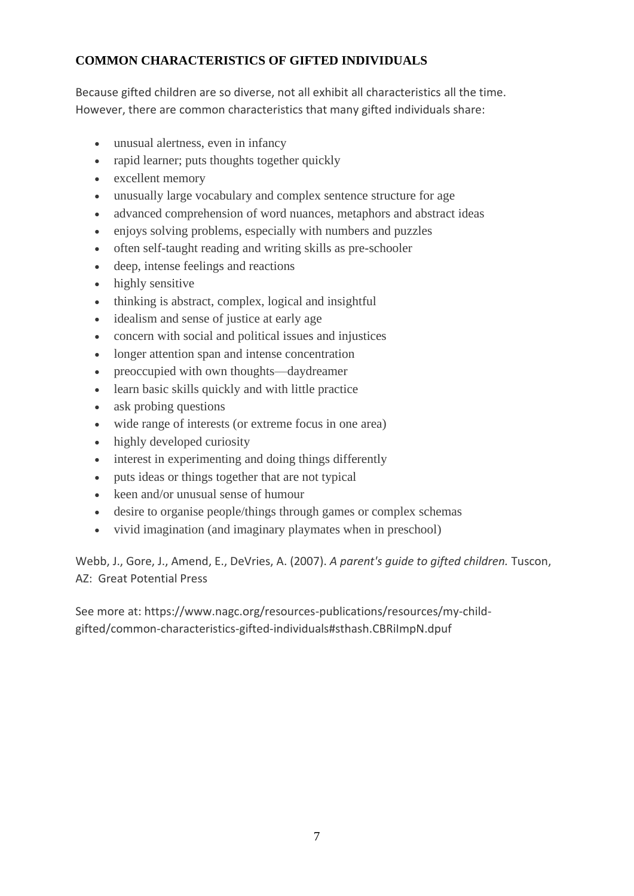# COMMON CHARACTERISTICS OF GIFTED INDIVIDUALS

Because gifted children are so diverse, not all exhibit all characteristics all the time. However, there are common characteristics that many gifted individuals share:

- unusual alertness, even in infancy
- rapid learner; puts thoughts together quickly
- excellent memory
- unusually large vocabulary and complex sentence structure for age
- advanced comprehension of word nuances, metaphors and abstract ideas
- enjoys solving problems, especially with numbers and puzzles
- often self-taught reading and writing skills as pre-schooler
- deep, intense feelings and reactions
- highly sensitive
- thinking is abstract, complex, logical and insightful
- idealism and sense of justice at early age
- concern with social and political issues and injustices
- longer attention span and intense concentration
- preoccupied with own thoughts—daydreamer
- learn basic skills quickly and with little practice
- ask probing questions
- wide range of interests (or extreme focus in one area)
- highly developed curiosity
- interest in experimenting and doing things differently
- puts ideas or things together that are not typical
- keen and/or unusual sense of humour
- desire to organise people/things through games or complex schemas
- vivid imagination (and imaginary playmates when in preschool)

Webb, J., Gore, J., Amend, E., DeVries, A. (2007). *A parent's guide to gifted children.* Tuscon, AZ: Great Potential Press

See more at: https://www.nagc.org/resources-publications/resources/my-child-gifted/common-characteristics-gifted-individuals#sthash.CBRiImpN.dpuf